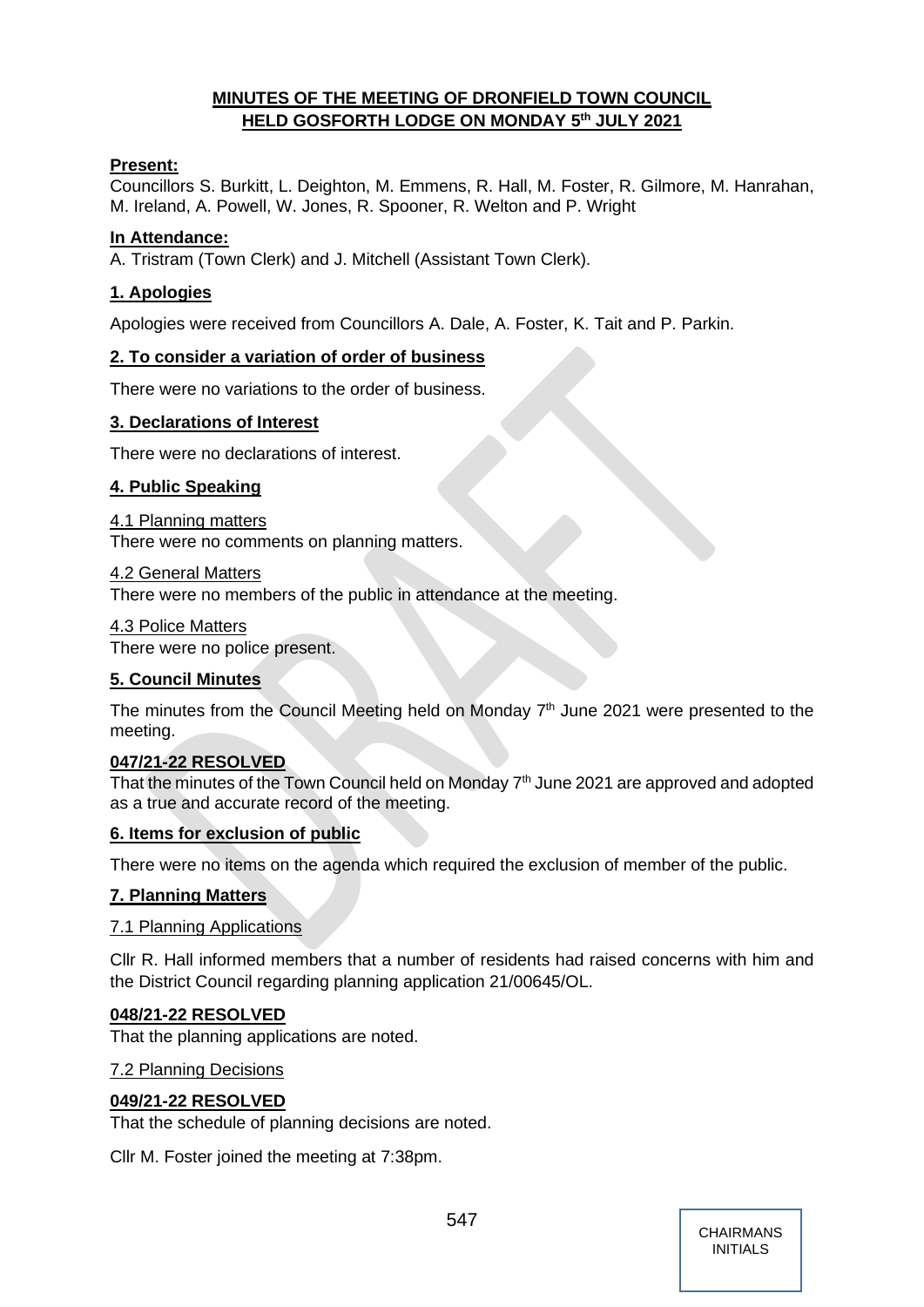**MINUTES OF THE MEETING OF DRONFIELD TOWN COUNCIL HELD GOSFORTH LODGE ON MONDAY 5th JULY 2021**

**Present:**

Councillors S. Burkitt, L. Deighton, M. Emmens, R. Hall, M. Foster, R. Gilmore, M. Hanrahan, M. Ireland, A. Powell, W. Jones, R. Spooner, R. Welton and P. Wright

**In Attendance:**

A. Tristram (Town Clerk) and J. Mitchell (Assistant Town Clerk).

## 1. Apologies

Apologies were received from Councillors A. Dale, A. Foster, K. Tait and P. Parkin.

## 2. To consider a variation of order of business

There were no variations to the order of business.

## 3. Declarations of Interest

There were no declarations of interest.

## 4. Public Speaking

4.1 Planning matters

There were no comments on planning matters.

4.2 General Matters

There were no members of the public in attendance at the meeting.

4.3 Police Matters

There were no police present.

## 5. Council Minutes

The minutes from the Council Meeting held on Monday 7th June 2021 were presented to the meeting.

**047/21-22 RESOLVED**

That the minutes of the Town Council held on Monday 7th June 2021 are approved and adopted as a true and accurate record of the meeting.

## 6. Items for exclusion of public

There were no items on the agenda which required the exclusion of member of the public.

## 7. Planning Matters

7.1 Planning Applications

Cllr R. Hall informed members that a number of residents had raised concerns with him and the District Council regarding planning application 21/00645/OL.

**048/21-22 RESOLVED**

That the planning applications are noted.

7.2 Planning Decisions

**049/21-22 RESOLVED**

That the schedule of planning decisions are noted.

Cllr M. Foster joined the meeting at 7:38pm.

CHAIRMANS INITIALS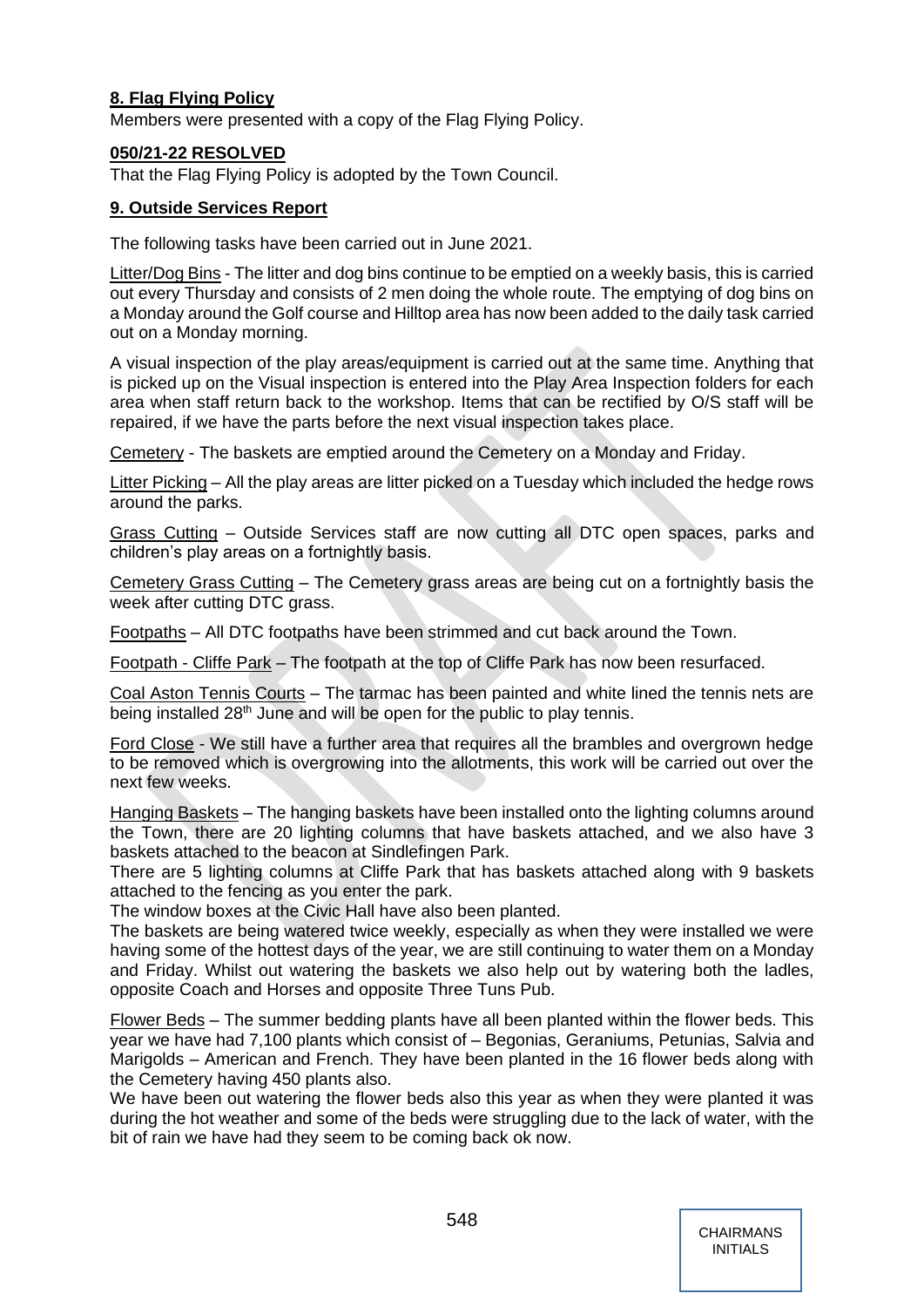**8. Flag Flying Policy**

Members were presented with a copy of the Flag Flying Policy.

**050/21-22 RESOLVED**

That the Flag Flying Policy is adopted by the Town Council.

**9. Outside Services Report**

The following tasks have been carried out in June 2021.

Litter/Dog Bins - The litter and dog bins continue to be emptied on a weekly basis, this is carried out every Thursday and consists of 2 men doing the whole route. The emptying of dog bins on a Monday around the Golf course and Hilltop area has now been added to the daily task carried out on a Monday morning.

A visual inspection of the play areas/equipment is carried out at the same time. Anything that is picked up on the Visual inspection is entered into the Play Area Inspection folders for each area when staff return back to the workshop. Items that can be rectified by O/S staff will be repaired, if we have the parts before the next visual inspection takes place.

Cemetery - The baskets are emptied around the Cemetery on a Monday and Friday.

Litter Picking – All the play areas are litter picked on a Tuesday which included the hedge rows around the parks.

Grass Cutting – Outside Services staff are now cutting all DTC open spaces, parks and children's play areas on a fortnightly basis.

Cemetery Grass Cutting – The Cemetery grass areas are being cut on a fortnightly basis the week after cutting DTC grass.

Footpaths – All DTC footpaths have been strimmed and cut back around the Town.

Footpath - Cliffe Park – The footpath at the top of Cliffe Park has now been resurfaced.

Coal Aston Tennis Courts – The tarmac has been painted and white lined the tennis nets are being installed 28th June and will be open for the public to play tennis.

Ford Close - We still have a further area that requires all the brambles and overgrown hedge to be removed which is overgrowing into the allotments, this work will be carried out over the next few weeks.

Hanging Baskets – The hanging baskets have been installed onto the lighting columns around the Town, there are 20 lighting columns that have baskets attached, and we also have 3 baskets attached to the beacon at Sindlefingen Park.

There are 5 lighting columns at Cliffe Park that has baskets attached along with 9 baskets attached to the fencing as you enter the park.

The window boxes at the Civic Hall have also been planted.

The baskets are being watered twice weekly, especially as when they were installed we were having some of the hottest days of the year, we are still continuing to water them on a Monday and Friday. Whilst out watering the baskets we also help out by watering both the ladles, opposite Coach and Horses and opposite Three Tuns Pub.

Flower Beds – The summer bedding plants have all been planted within the flower beds. This year we have had 7,100 plants which consist of – Begonias, Geraniums, Petunias, Salvia and Marigolds – American and French. They have been planted in the 16 flower beds along with the Cemetery having 450 plants also.

We have been out watering the flower beds also this year as when they were planted it was during the hot weather and some of the beds were struggling due to the lack of water, with the bit of rain we have had they seem to be coming back ok now.

CHAIRMANS INITIALS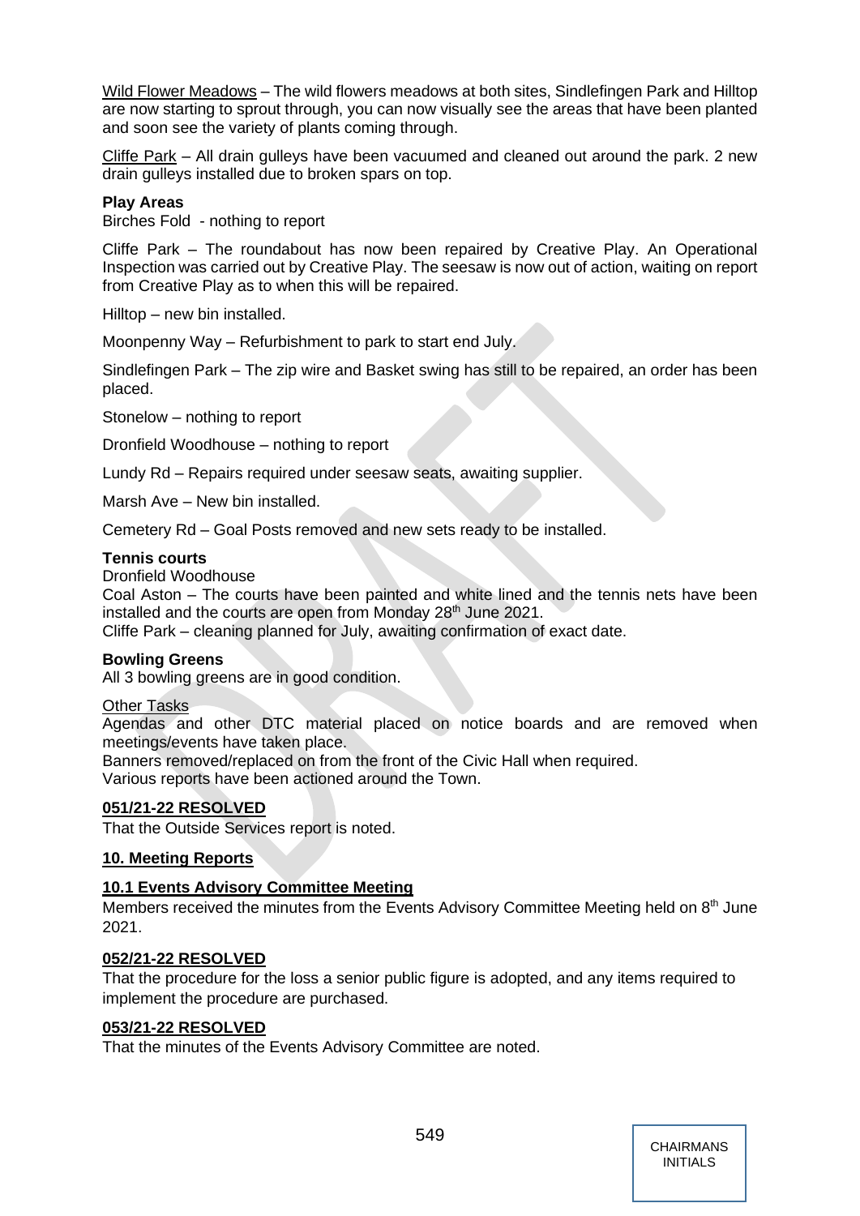Wild Flower Meadows – The wild flowers meadows at both sites, Sindlefingen Park and Hilltop are now starting to sprout through, you can now visually see the areas that have been planted and soon see the variety of plants coming through.

Cliffe Park – All drain gulleys have been vacuumed and cleaned out around the park. 2 new drain gulleys installed due to broken spars on top.

**Play Areas**

Birches Fold - nothing to report

Cliffe Park – The roundabout has now been repaired by Creative Play. An Operational Inspection was carried out by Creative Play. The seesaw is now out of action, waiting on report from Creative Play as to when this will be repaired.

Hilltop – new bin installed.

Moonpenny Way – Refurbishment to park to start end July.

Sindlefingen Park – The zip wire and Basket swing has still to be repaired, an order has been placed.

Stonelow – nothing to report

Dronfield Woodhouse – nothing to report

Lundy Rd – Repairs required under seesaw seats, awaiting supplier.

Marsh Ave – New bin installed.

Cemetery Rd – Goal Posts removed and new sets ready to be installed.

**Tennis courts**

Dronfield Woodhouse

Coal Aston – The courts have been painted and white lined and the tennis nets have been installed and the courts are open from Monday 28th June 2021.

Cliffe Park – cleaning planned for July, awaiting confirmation of exact date.

**Bowling Greens**

All 3 bowling greens are in good condition.

Other Tasks

Agendas and other DTC material placed on notice boards and are removed when meetings/events have taken place.

Banners removed/replaced on from the front of the Civic Hall when required.

Various reports have been actioned around the Town.

**051/21-22 RESOLVED**

That the Outside Services report is noted.

**10. Meeting Reports**

**10.1 Events Advisory Committee Meeting**

Members received the minutes from the Events Advisory Committee Meeting held on 8th June 2021.

**052/21-22 RESOLVED**

That the procedure for the loss a senior public figure is adopted, and any items required to implement the procedure are purchased.

**053/21-22 RESOLVED**

That the minutes of the Events Advisory Committee are noted.

CHAIRMANS INITIALS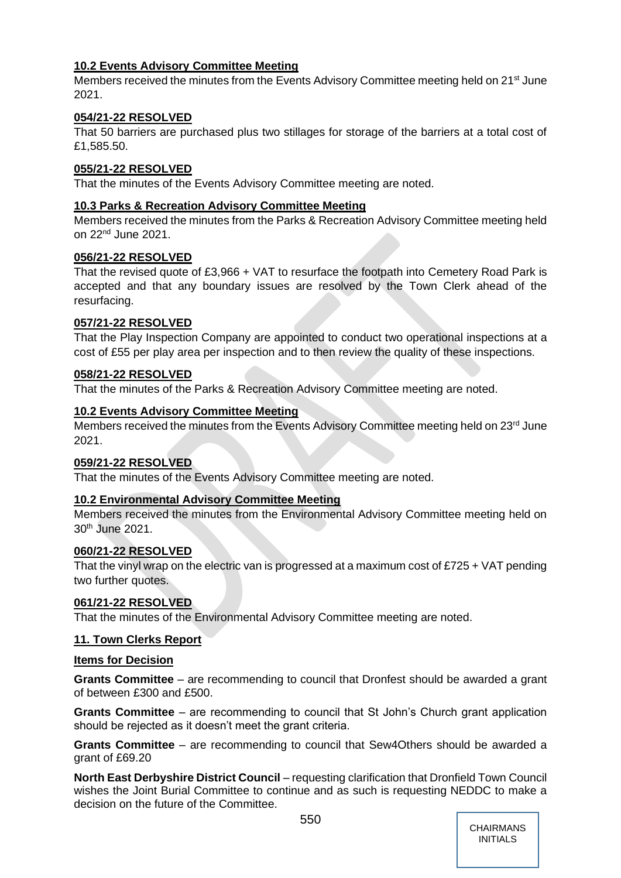**10.2 Events Advisory Committee Meeting**

Members received the minutes from the Events Advisory Committee meeting held on 21st June 2021.

**054/21-22 RESOLVED**

That 50 barriers are purchased plus two stillages for storage of the barriers at a total cost of £1,585.50.

**055/21-22 RESOLVED**

That the minutes of the Events Advisory Committee meeting are noted.

**10.3 Parks & Recreation Advisory Committee Meeting**

Members received the minutes from the Parks & Recreation Advisory Committee meeting held on 22nd June 2021.

**056/21-22 RESOLVED**

That the revised quote of £3,966 + VAT to resurface the footpath into Cemetery Road Park is accepted and that any boundary issues are resolved by the Town Clerk ahead of the resurfacing.

**057/21-22 RESOLVED**

That the Play Inspection Company are appointed to conduct two operational inspections at a cost of £55 per play area per inspection and to then review the quality of these inspections.

**058/21-22 RESOLVED**

That the minutes of the Parks & Recreation Advisory Committee meeting are noted.

**10.2 Events Advisory Committee Meeting**

Members received the minutes from the Events Advisory Committee meeting held on 23rd June 2021.

**059/21-22 RESOLVED**

That the minutes of the Events Advisory Committee meeting are noted.

**10.2 Environmental Advisory Committee Meeting**

Members received the minutes from the Environmental Advisory Committee meeting held on 30th June 2021.

**060/21-22 RESOLVED**

That the vinyl wrap on the electric van is progressed at a maximum cost of £725 + VAT pending two further quotes.

**061/21-22 RESOLVED**

That the minutes of the Environmental Advisory Committee meeting are noted.

**11. Town Clerks Report**

**Items for Decision**

**Grants Committee** – are recommending to council that Dronfest should be awarded a grant of between £300 and £500.

**Grants Committee** – are recommending to council that St John's Church grant application should be rejected as it doesn't meet the grant criteria.

**Grants Committee** – are recommending to council that Sew4Others should be awarded a grant of £69.20

**North East Derbyshire District Council** – requesting clarification that Dronfield Town Council wishes the Joint Burial Committee to continue and as such is requesting NEDDC to make a decision on the future of the Committee.

CHAIRMANS INITIALS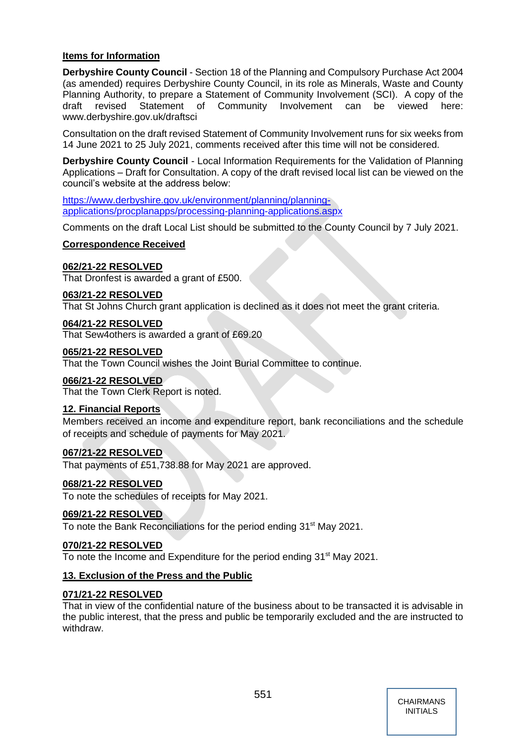**Items for Information**

**Derbyshire County Council** - Section 18 of the Planning and Compulsory Purchase Act 2004 (as amended) requires Derbyshire County Council, in its role as Minerals, Waste and County Planning Authority, to prepare a Statement of Community Involvement (SCI). A copy of the draft revised Statement of Community Involvement can be viewed here: www.derbyshire.gov.uk/draftsci

Consultation on the draft revised Statement of Community Involvement runs for six weeks from 14 June 2021 to 25 July 2021, comments received after this time will not be considered.

**Derbyshire County Council** - Local Information Requirements for the Validation of Planning Applications – Draft for Consultation. A copy of the draft revised local list can be viewed on the council's website at the address below:

https://www.derbyshire.gov.uk/environment/planning/planning-applications/procplanapps/processing-planning-applications.aspx

Comments on the draft Local List should be submitted to the County Council by 7 July 2021.

**Correspondence Received**

**062/21-22 RESOLVED**
That Dronfest is awarded a grant of £500.

**063/21-22 RESOLVED**
That St Johns Church grant application is declined as it does not meet the grant criteria.

**064/21-22 RESOLVED**
That Sew4others is awarded a grant of £69.20

**065/21-22 RESOLVED**
That the Town Council wishes the Joint Burial Committee to continue.

**066/21-22 RESOLVED**
That the Town Clerk Report is noted.

**12. Financial Reports**

Members received an income and expenditure report, bank reconciliations and the schedule of receipts and schedule of payments for May 2021.

**067/21-22 RESOLVED**
That payments of £51,738.88 for May 2021 are approved.

**068/21-22 RESOLVED**
To note the schedules of receipts for May 2021.

**069/21-22 RESOLVED**
To note the Bank Reconciliations for the period ending 31st May 2021.

**070/21-22 RESOLVED**
To note the Income and Expenditure for the period ending 31st May 2021.

**13. Exclusion of the Press and the Public**

**071/21-22 RESOLVED**
That in view of the confidential nature of the business about to be transacted it is advisable in the public interest, that the press and public be temporarily excluded and the are instructed to withdraw.

CHAIRMANS INITIALS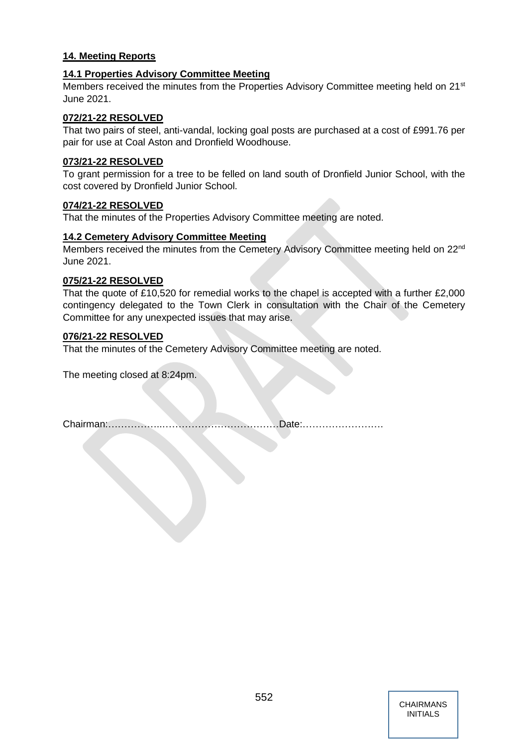## 14. Meeting Reports

### 14.1 Properties Advisory Committee Meeting

Members received the minutes from the Properties Advisory Committee meeting held on 21st June 2021.

**072/21-22 RESOLVED**

That two pairs of steel, anti-vandal, locking goal posts are purchased at a cost of £991.76 per pair for use at Coal Aston and Dronfield Woodhouse.

**073/21-22 RESOLVED**

To grant permission for a tree to be felled on land south of Dronfield Junior School, with the cost covered by Dronfield Junior School.

**074/21-22 RESOLVED**

That the minutes of the Properties Advisory Committee meeting are noted.

### 14.2 Cemetery Advisory Committee Meeting

Members received the minutes from the Cemetery Advisory Committee meeting held on 22nd June 2021.

**075/21-22 RESOLVED**

That the quote of £10,520 for remedial works to the chapel is accepted with a further £2,000 contingency delegated to the Town Clerk in consultation with the Chair of the Cemetery Committee for any unexpected issues that may arise.

**076/21-22 RESOLVED**

That the minutes of the Cemetery Advisory Committee meeting are noted.

The meeting closed at 8:24pm.

Chairman:……………..………………………………Date:…………………….

CHAIRMANS INITIALS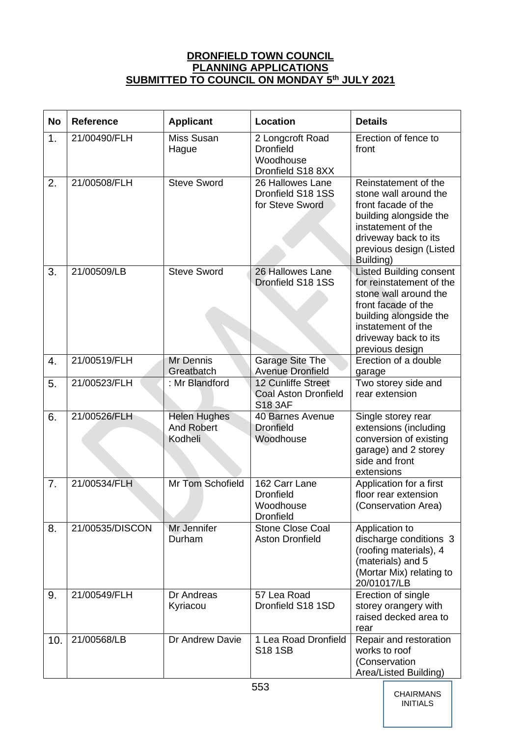**DRONFIELD TOWN COUNCIL**
**PLANNING APPLICATIONS**
**SUBMITTED TO COUNCIL ON MONDAY 5th JULY 2021**

| No | Reference | Applicant | Location | Details |
|---|---|---|---|---|
| 1. | 21/00490/FLH | Miss Susan Hague | 2 Longcroft Road Dronfield Woodhouse Dronfield S18 8XX | Erection of fence to front |
| 2. | 21/00508/FLH | Steve Sword | 26 Hallowes Lane Dronfield S18 1SS for Steve Sword | Reinstatement of the stone wall around the front facade of the building alongside the instatement of the driveway back to its previous design (Listed Building) |
| 3. | 21/00509/LB | Steve Sword | 26 Hallowes Lane Dronfield S18 1SS | Listed Building consent for reinstatement of the stone wall around the front facade of the building alongside the instatement of the driveway back to its previous design |
| 4. | 21/00519/FLH | Mr Dennis Greatbatch | Garage Site The Avenue Dronfield | Erection of a double garage |
| 5. | 21/00523/FLH | : Mr Blandford | 12 Cunliffe Street Coal Aston Dronfield S18 3AF | Two storey side and rear extension |
| 6. | 21/00526/FLH | Helen Hughes And Robert Kodheli | 40 Barnes Avenue Dronfield Woodhouse | Single storey rear extensions (including conversion of existing garage) and 2 storey side and front extensions |
| 7. | 21/00534/FLH | Mr Tom Schofield | 162 Carr Lane Dronfield Woodhouse Dronfield | Application for a first floor rear extension (Conservation Area) |
| 8. | 21/00535/DISCON | Mr Jennifer Durham | Stone Close Coal Aston Dronfield | Application to discharge conditions 3 (roofing materials), 4 (materials) and 5 (Mortar Mix) relating to 20/01017/LB |
| 9. | 21/00549/FLH | Dr Andreas Kyriacou | 57 Lea Road Dronfield S18 1SD | Erection of single storey orangery with raised decked area to rear |
| 10. | 21/00568/LB | Dr Andrew Davie | 1 Lea Road Dronfield S18 1SB | Repair and restoration works to roof (Conservation Area/Listed Building) |

CHAIRMANS INITIALS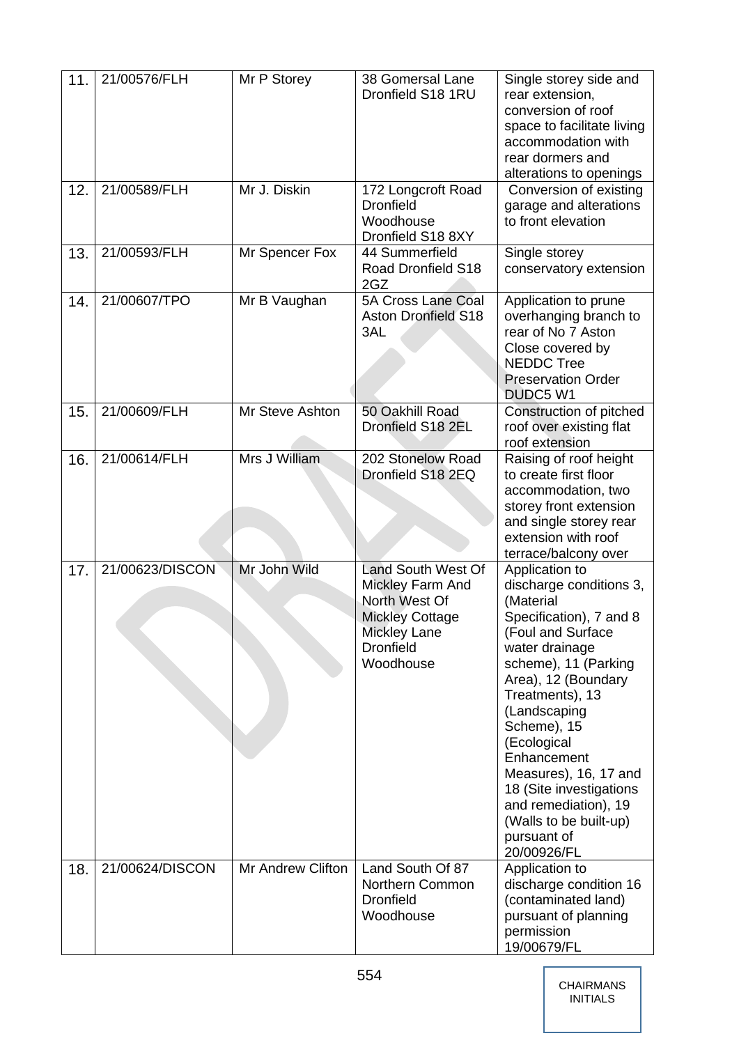| 11. | 21/00576/FLH | Mr P Storey | 38 Gomersal Lane Dronfield S18 1RU | Single storey side and rear extension, conversion of roof space to facilitate living accommodation with rear dormers and alterations to openings |
|---|---|---|---|---|
| 12. | 21/00589/FLH | Mr J. Diskin | 172 Longcroft Road Dronfield Woodhouse Dronfield S18 8XY | Conversion of existing garage and alterations to front elevation |
| 13. | 21/00593/FLH | Mr Spencer Fox | 44 Summerfield Road Dronfield S18 2GZ | Single storey conservatory extension |
| 14. | 21/00607/TPO | Mr B Vaughan | 5A Cross Lane Coal Aston Dronfield S18 3AL | Application to prune overhanging branch to rear of No 7 Aston Close covered by NEDDC Tree Preservation Order DUDC5 W1 |
| 15. | 21/00609/FLH | Mr Steve Ashton | 50 Oakhill Road Dronfield S18 2EL | Construction of pitched roof over existing flat roof extension |
| 16. | 21/00614/FLH | Mrs J William | 202 Stonelow Road Dronfield S18 2EQ | Raising of roof height to create first floor accommodation, two storey front extension and single storey rear extension with roof terrace/balcony over |
| 17. | 21/00623/DISCON | Mr John Wild | Land South West Of Mickley Farm And North West Of Mickley Cottage Mickley Lane Dronfield Woodhouse | Application to discharge conditions 3, (Material Specification), 7 and 8 (Foul and Surface water drainage scheme), 11 (Parking Area), 12 (Boundary Treatments), 13 (Landscaping Scheme), 15 (Ecological Enhancement Measures), 16, 17 and 18 (Site investigations and remediation), 19 (Walls to be built-up) pursuant of 20/00926/FL |
| 18. | 21/00624/DISCON | Mr Andrew Clifton | Land South Of 87 Northern Common Dronfield Woodhouse | Application to discharge condition 16 (contaminated land) pursuant of planning permission 19/00679/FL |

CHAIRMANS INITIALS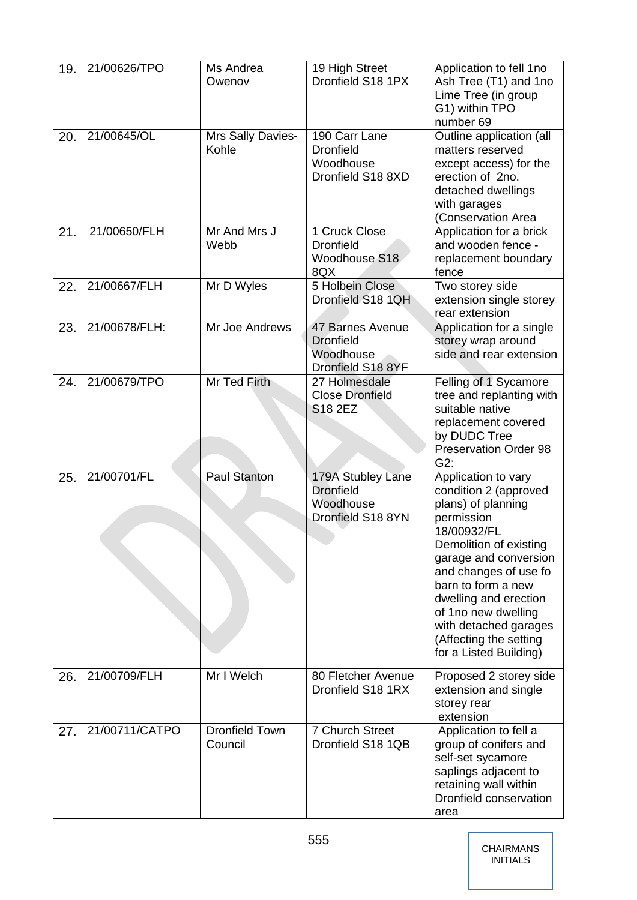| | | | | |
|---|---|---|---|---|
| 19. | 21/00626/TPO | Ms Andrea Owenov | 19 High Street Dronfield S18 1PX | Application to fell 1no Ash Tree (T1) and 1no Lime Tree (in group G1) within TPO number 69 |
| 20. | 21/00645/OL | Mrs Sally Davies-Kohle | 190 Carr Lane Dronfield Woodhouse Dronfield S18 8XD | Outline application (all matters reserved except access) for the erection of 2no. detached dwellings with garages (Conservation Area |
| 21. | 21/00650/FLH | Mr And Mrs J Webb | 1 Cruck Close Dronfield Woodhouse S18 8QX | Application for a brick and wooden fence - replacement boundary fence |
| 22. | 21/00667/FLH | Mr D Wyles | 5 Holbein Close Dronfield S18 1QH | Two storey side extension single storey rear extension |
| 23. | 21/00678/FLH: | Mr Joe Andrews | 47 Barnes Avenue Dronfield Woodhouse Dronfield S18 8YF | Application for a single storey wrap around side and rear extension |
| 24. | 21/00679/TPO | Mr Ted Firth | 27 Holmesdale Close Dronfield S18 2EZ | Felling of 1 Sycamore tree and replanting with suitable native replacement covered by DUDC Tree Preservation Order 98 G2: |
| 25. | 21/00701/FL | Paul Stanton | 179A Stubley Lane Dronfield Woodhouse Dronfield S18 8YN | Application to vary condition 2 (approved plans) of planning permission 18/00932/FL Demolition of existing garage and conversion and changes of use fo barn to form a new dwelling and erection of 1no new dwelling with detached garages (Affecting the setting for a Listed Building) |
| 26. | 21/00709/FLH | Mr I Welch | 80 Fletcher Avenue Dronfield S18 1RX | Proposed 2 storey side extension and single storey rear extension |
| 27. | 21/00711/CATPO | Dronfield Town Council | 7 Church Street Dronfield S18 1QB | Application to fell a group of conifers and self-set sycamore saplings adjacent to retaining wall within Dronfield conservation area |

CHAIRMANS INITIALS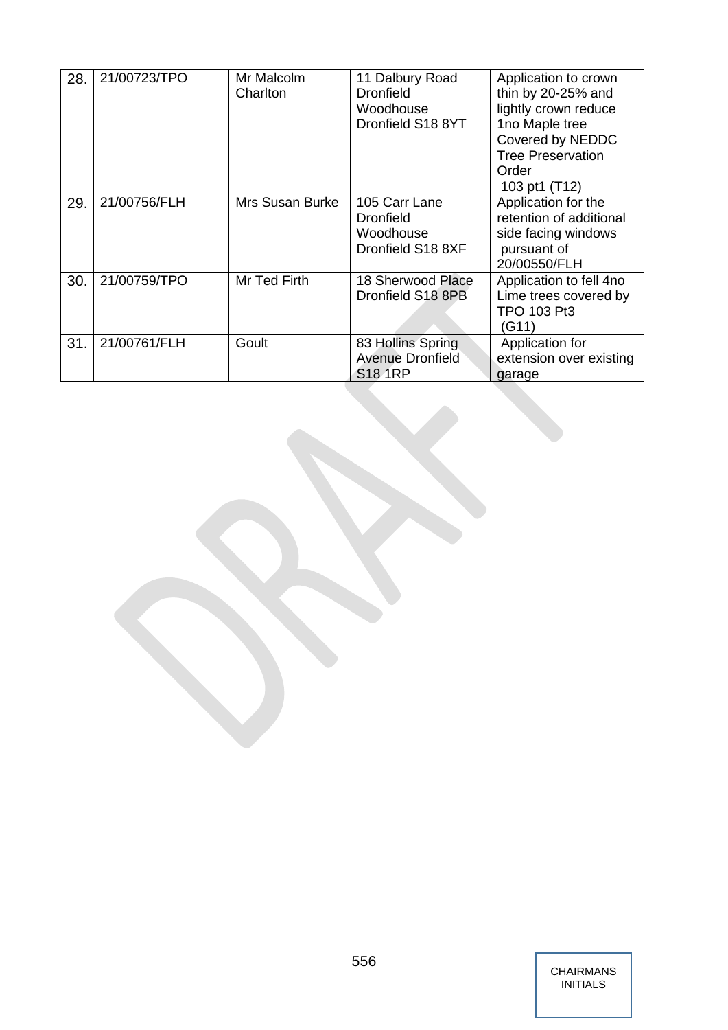| 28. | 21/00723/TPO | Mr Malcolm Charlton | 11 Dalbury Road Dronfield Woodhouse Dronfield S18 8YT | Application to crown thin by 20-25% and lightly crown reduce 1no Maple tree Covered by NEDDC Tree Preservation Order 103 pt1 (T12) |
|---|---|---|---|---|
| 29. | 21/00756/FLH | Mrs Susan Burke | 105 Carr Lane Dronfield Woodhouse Dronfield S18 8XF | Application for the retention of additional side facing windows pursuant of 20/00550/FLH |
| 30. | 21/00759/TPO | Mr Ted Firth | 18 Sherwood Place Dronfield S18 8PB | Application to fell 4no Lime trees covered by TPO 103 Pt3 (G11) |
| 31. | 21/00761/FLH | Goult | 83 Hollins Spring Avenue Dronfield S18 1RP | Application for extension over existing garage |

CHAIRMANS INITIALS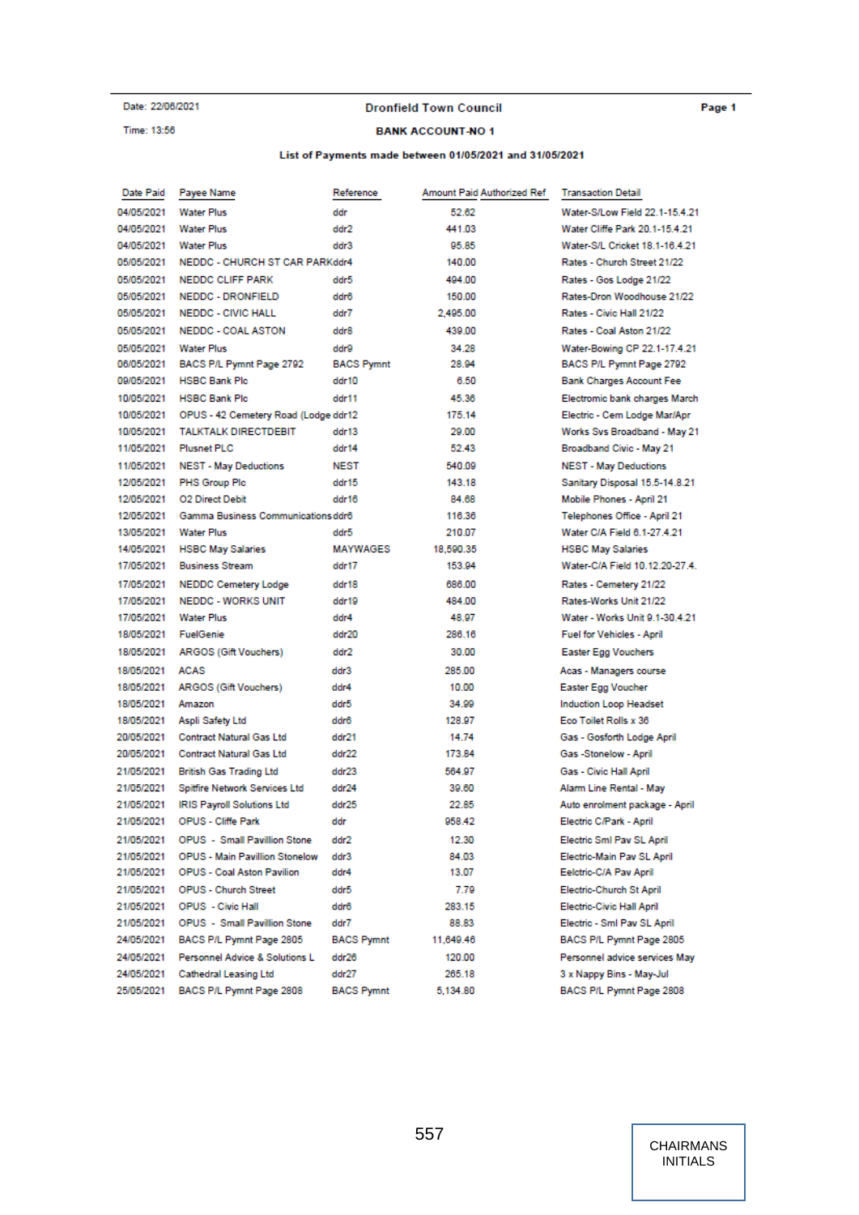Date: 22/06/2021 | **Dronfield Town Council** | **Page 1**

Time: 13:56 | **BANK ACCOUNT-NO 1**

**List of Payments made between 01/05/2021 and 31/05/2021**

| Date Paid | Payee Name | Reference | Amount Paid | Authorized Ref | Transaction Detail |
|---|---|---|---|---|---|
| 04/05/2021 | Water Plus | ddr | 52.62 | | Water-S/Low Field 22.1-15.4.21 |
| 04/05/2021 | Water Plus | ddr2 | 441.03 | | Water Cliffe Park 20.1-15.4.21 |
| 04/05/2021 | Water Plus | ddr3 | 95.85 | | Water-S/L Cricket 18.1-16.4.21 |
| 05/05/2021 | NEDDC - CHURCH ST CAR PARK | ddr4 | 140.00 | | Rates - Church Street 21/22 |
| 05/05/2021 | NEDDC CLIFF PARK | ddr5 | 494.00 | | Rates - Gos Lodge 21/22 |
| 05/05/2021 | NEDDC - DRONFIELD | ddr6 | 150.00 | | Rates-Dron Woodhouse 21/22 |
| 05/05/2021 | NEDDC - CIVIC HALL | ddr7 | 2,495.00 | | Rates - Civic Hall 21/22 |
| 05/05/2021 | NEDDC - COAL ASTON | ddr8 | 439.00 | | Rates - Coal Aston 21/22 |
| 05/05/2021 | Water Plus | ddr9 | 34.28 | | Water-Bowing CP 22.1-17.4.21 |
| 06/05/2021 | BACS P/L Pymnt Page 2792 | BACS Pymnt | 28.94 | | BACS P/L Pymnt Page 2792 |
| 09/05/2021 | HSBC Bank Plc | ddr10 | 6.50 | | Bank Charges Account Fee |
| 10/05/2021 | HSBC Bank Plc | ddr11 | 45.36 | | Electromic bank charges March |
| 10/05/2021 | OPUS - 42 Cemetery Road (Lodge | ddr12 | 175.14 | | Electric - Cem Lodge Mar/Apr |
| 10/05/2021 | TALKTALK DIRECTDEBIT | ddr13 | 29.00 | | Works Svs Broadband - May 21 |
| 11/05/2021 | Plusnet PLC | ddr14 | 52.43 | | Broadband Civic - May 21 |
| 11/05/2021 | NEST - May Deductions | NEST | 540.09 | | NEST - May Deductions |
| 12/05/2021 | PHS Group Plc | ddr15 | 143.18 | | Sanitary Disposal 15.5-14.8.21 |
| 12/05/2021 | O2 Direct Debit | ddr16 | 84.68 | | Mobile Phones - April 21 |
| 12/05/2021 | Gamma Business Communications | ddr6 | 116.36 | | Telephones Office - April 21 |
| 13/05/2021 | Water Plus | ddr5 | 210.07 | | Water C/A Field 6.1-27.4.21 |
| 14/05/2021 | HSBC May Salaries | MAYWAGES | 18,590.35 | | HSBC May Salaries |
| 17/05/2021 | Business Stream | ddr17 | 153.94 | | Water-C/A Field 10.12.20-27.4. |
| 17/05/2021 | NEDDC Cemetery Lodge | ddr18 | 686.00 | | Rates - Cemetery 21/22 |
| 17/05/2021 | NEDDC - WORKS UNIT | ddr19 | 484.00 | | Rates-Works Unit 21/22 |
| 17/05/2021 | Water Plus | ddr4 | 48.97 | | Water - Works Unit 9.1-30.4.21 |
| 18/05/2021 | FuelGenie | ddr20 | 286.16 | | Fuel for Vehicles - April |
| 18/05/2021 | ARGOS (Gift Vouchers) | ddr2 | 30.00 | | Easter Egg Vouchers |
| 18/05/2021 | ACAS | ddr3 | 285.00 | | Acas - Managers course |
| 18/05/2021 | ARGOS (Gift Vouchers) | ddr4 | 10.00 | | Easter Egg Voucher |
| 18/05/2021 | Amazon | ddr5 | 34.99 | | Induction Loop Headset |
| 18/05/2021 | Aspli Safety Ltd | ddr6 | 128.97 | | Eco Toilet Rolls x 36 |
| 20/05/2021 | Contract Natural Gas Ltd | ddr21 | 14.74 | | Gas - Gosforth Lodge April |
| 20/05/2021 | Contract Natural Gas Ltd | ddr22 | 173.84 | | Gas -Stonelow - April |
| 21/05/2021 | British Gas Trading Ltd | ddr23 | 564.97 | | Gas - Civic Hall April |
| 21/05/2021 | Spitfire Network Services Ltd | ddr24 | 39.60 | | Alarm Line Rental - May |
| 21/05/2021 | IRIS Payroll Solutions Ltd | ddr25 | 22.85 | | Auto enrolment package - April |
| 21/05/2021 | OPUS - Cliffe Park | ddr | 958.42 | | Electric C/Park - April |
| 21/05/2021 | OPUS - Small Pavillion Stone | ddr2 | 12.30 | | Electric Sml Pav SL April |
| 21/05/2021 | OPUS - Main Pavillion Stonelow | ddr3 | 84.03 | | Electric-Main Pav SL April |
| 21/05/2021 | OPUS - Coal Aston Pavilion | ddr4 | 13.07 | | Eelctric-C/A Pav April |
| 21/05/2021 | OPUS - Church Street | ddr5 | 7.79 | | Electric-Church St April |
| 21/05/2021 | OPUS - Civic Hall | ddr6 | 283.15 | | Electric-Civic Hall April |
| 21/05/2021 | OPUS - Small Pavillion Stone | ddr7 | 88.83 | | Electric - Sml Pav SL April |
| 24/05/2021 | BACS P/L Pymnt Page 2805 | BACS Pymnt | 11,649.46 | | BACS P/L Pymnt Page 2805 |
| 24/05/2021 | Personnel Advice & Solutions L | ddr26 | 120.00 | | Personnel advice services May |
| 24/05/2021 | Cathedral Leasing Ltd | ddr27 | 265.18 | | 3 x Nappy Bins - May-Jul |
| 25/05/2021 | BACS P/L Pymnt Page 2808 | BACS Pymnt | 5,134.80 | | BACS P/L Pymnt Page 2808 |

557

CHAIRMANS INITIALS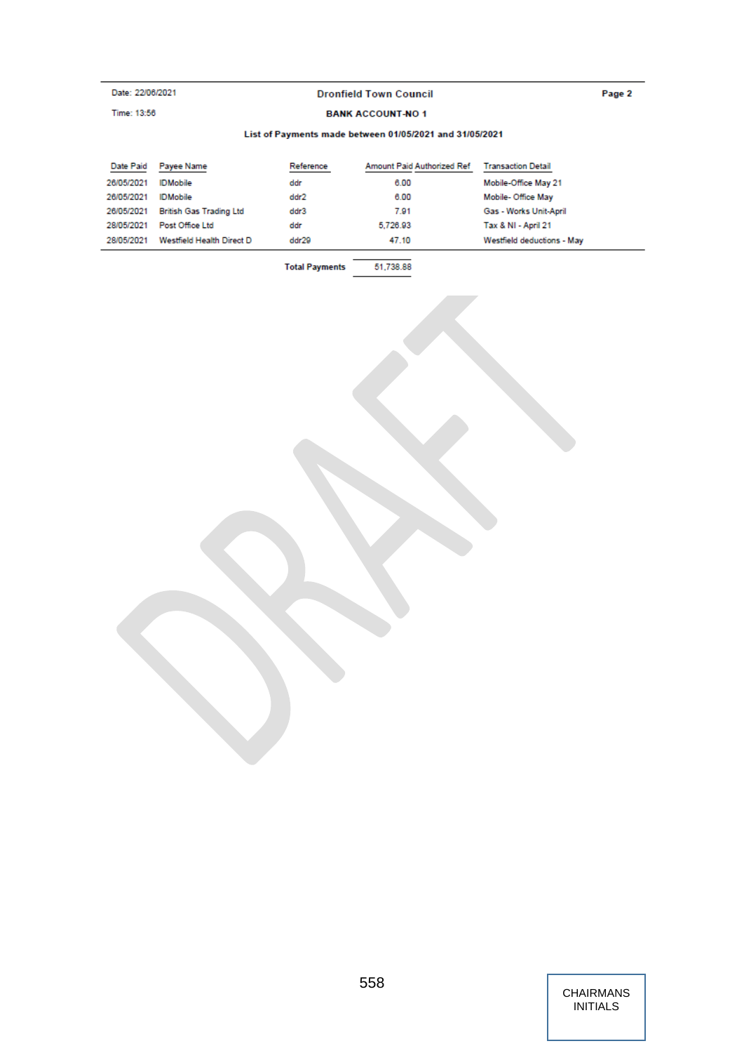Date: 22/06/2021

Time: 13:56

**Dronfield Town Council**

**BANK ACCOUNT-NO 1**

**List of Payments made between 01/05/2021 and 31/05/2021**

| Date Paid | Payee Name | Reference | Amount Paid | Authorized Ref | Transaction Detail |
|---|---|---|---|---|---|
| 26/05/2021 | IDMobile | ddr | 6.00 | | Mobile-Office May 21 |
| 26/05/2021 | IDMobile | ddr2 | 6.00 | | Mobile- Office May |
| 26/05/2021 | British Gas Trading Ltd | ddr3 | 7.91 | | Gas - Works Unit-April |
| 28/05/2021 | Post Office Ltd | ddr | 5,726.93 | | Tax & NI - April 21 |
| 28/05/2021 | Westfield Health Direct D | ddr29 | 47.10 | | Westfield deductions - May |
| | | **Total Payments** | 51,738.88 | | |

DRAFT

CHAIRMANS INITIALS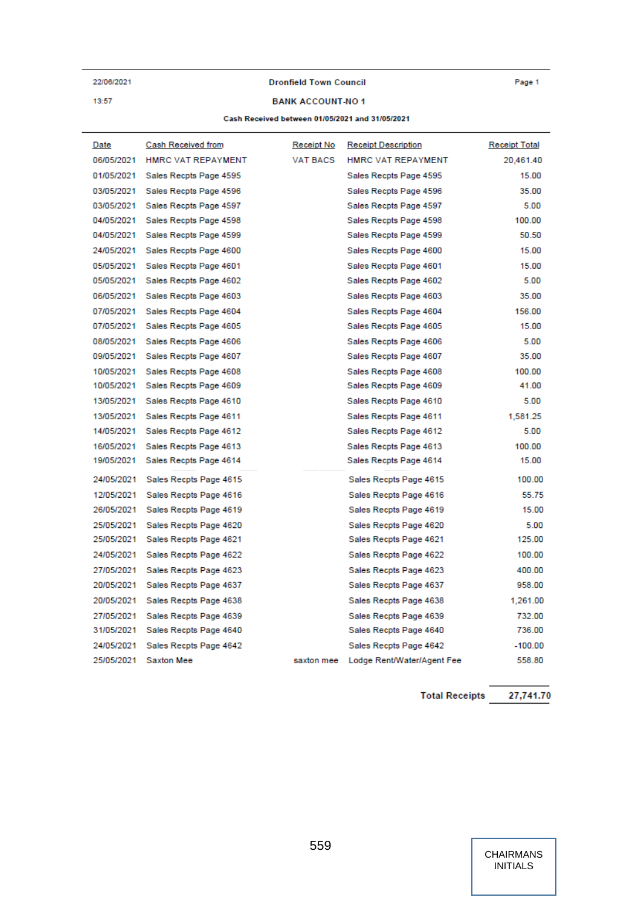22/06/2021 Dronfield Town Council

13:57

**BANK ACCOUNT-NO 1**

**Cash Received between 01/05/2021 and 31/05/2021**

| Date | Cash Received from | Receipt No | Receipt Description | Receipt Total |
|---|---|---|---|---|
| 06/05/2021 | HMRC VAT REPAYMENT | VAT BACS | HMRC VAT REPAYMENT | 20,461.40 |
| 01/05/2021 | Sales Recpts Page 4595 | | Sales Recpts Page 4595 | 15.00 |
| 03/05/2021 | Sales Recpts Page 4596 | | Sales Recpts Page 4596 | 35.00 |
| 03/05/2021 | Sales Recpts Page 4597 | | Sales Recpts Page 4597 | 5.00 |
| 04/05/2021 | Sales Recpts Page 4598 | | Sales Recpts Page 4598 | 100.00 |
| 04/05/2021 | Sales Recpts Page 4599 | | Sales Recpts Page 4599 | 50.50 |
| 24/05/2021 | Sales Recpts Page 4600 | | Sales Recpts Page 4600 | 15.00 |
| 05/05/2021 | Sales Recpts Page 4601 | | Sales Recpts Page 4601 | 15.00 |
| 05/05/2021 | Sales Recpts Page 4602 | | Sales Recpts Page 4602 | 5.00 |
| 06/05/2021 | Sales Recpts Page 4603 | | Sales Recpts Page 4603 | 35.00 |
| 07/05/2021 | Sales Recpts Page 4604 | | Sales Recpts Page 4604 | 156.00 |
| 07/05/2021 | Sales Recpts Page 4605 | | Sales Recpts Page 4605 | 15.00 |
| 08/05/2021 | Sales Recpts Page 4606 | | Sales Recpts Page 4606 | 5.00 |
| 09/05/2021 | Sales Recpts Page 4607 | | Sales Recpts Page 4607 | 35.00 |
| 10/05/2021 | Sales Recpts Page 4608 | | Sales Recpts Page 4608 | 100.00 |
| 10/05/2021 | Sales Recpts Page 4609 | | Sales Recpts Page 4609 | 41.00 |
| 13/05/2021 | Sales Recpts Page 4610 | | Sales Recpts Page 4610 | 5.00 |
| 13/05/2021 | Sales Recpts Page 4611 | | Sales Recpts Page 4611 | 1,581.25 |
| 14/05/2021 | Sales Recpts Page 4612 | | Sales Recpts Page 4612 | 5.00 |
| 16/05/2021 | Sales Recpts Page 4613 | | Sales Recpts Page 4613 | 100.00 |
| 19/05/2021 | Sales Recpts Page 4614 | | Sales Recpts Page 4614 | 15.00 |
| 24/05/2021 | Sales Recpts Page 4615 | | Sales Recpts Page 4615 | 100.00 |
| 12/05/2021 | Sales Recpts Page 4616 | | Sales Recpts Page 4616 | 55.75 |
| 26/05/2021 | Sales Recpts Page 4619 | | Sales Recpts Page 4619 | 15.00 |
| 25/05/2021 | Sales Recpts Page 4620 | | Sales Recpts Page 4620 | 5.00 |
| 25/05/2021 | Sales Recpts Page 4621 | | Sales Recpts Page 4621 | 125.00 |
| 24/05/2021 | Sales Recpts Page 4622 | | Sales Recpts Page 4622 | 100.00 |
| 27/05/2021 | Sales Recpts Page 4623 | | Sales Recpts Page 4623 | 400.00 |
| 20/05/2021 | Sales Recpts Page 4637 | | Sales Recpts Page 4637 | 958.00 |
| 20/05/2021 | Sales Recpts Page 4638 | | Sales Recpts Page 4638 | 1,261.00 |
| 27/05/2021 | Sales Recpts Page 4639 | | Sales Recpts Page 4639 | 732.00 |
| 31/05/2021 | Sales Recpts Page 4640 | | Sales Recpts Page 4640 | 736.00 |
| 24/05/2021 | Sales Recpts Page 4642 | | Sales Recpts Page 4642 | -100.00 |
| 25/05/2021 | Saxton Mee | saxton mee | Lodge Rent/Water/Agent Fee | 558.80 |
| | | | **Total Receipts** | **27,741.70** |

CHAIRMANS INITIALS